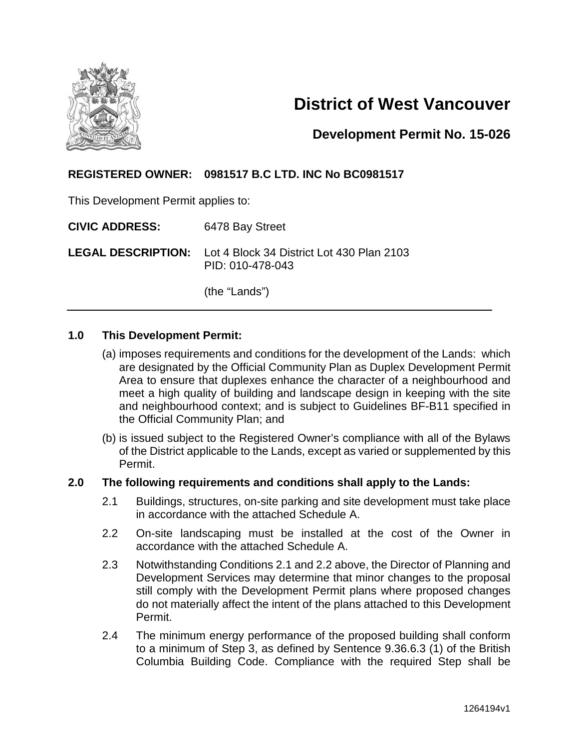# District of West Vancouver

## Development Permit No. 15-026

**REGISTERED OWNER: 0981517 B.C LTD. INC No BC0981517**

This Development Permit applies to:

**CIVIC ADDRESS:** 6478 Bay Street

**LEGAL DESCRIPTION:** Lot 4 Block 34 District Lot 430 Plan 2103
PID: 010-478-043

(the "Lands")

---

**1.0 This Development Permit:**

(a) imposes requirements and conditions for the development of the Lands: which are designated by the Official Community Plan as Duplex Development Permit Area to ensure that duplexes enhance the character of a neighbourhood and meet a high quality of building and landscape design in keeping with the site and neighbourhood context; and is subject to Guidelines BF-B11 specified in the Official Community Plan; and

(b) is issued subject to the Registered Owner's compliance with all of the Bylaws of the District applicable to the Lands, except as varied or supplemented by this Permit.

**2.0 The following requirements and conditions shall apply to the Lands:**

2.1 Buildings, structures, on-site parking and site development must take place in accordance with the attached Schedule A.

2.2 On-site landscaping must be installed at the cost of the Owner in accordance with the attached Schedule A.

2.3 Notwithstanding Conditions 2.1 and 2.2 above, the Director of Planning and Development Services may determine that minor changes to the proposal still comply with the Development Permit plans where proposed changes do not materially affect the intent of the plans attached to this Development Permit.

2.4 The minimum energy performance of the proposed building shall conform to a minimum of Step 3, as defined by Sentence 9.36.6.3 (1) of the British Columbia Building Code. Compliance with the required Step shall be

1264194v1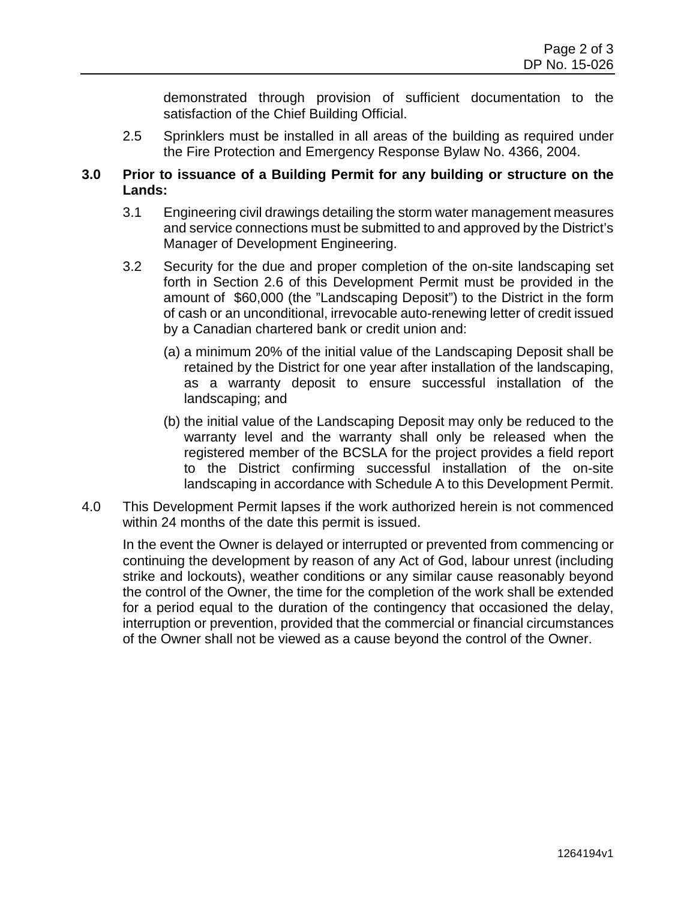demonstrated through provision of sufficient documentation to the satisfaction of the Chief Building Official.

2.5 Sprinklers must be installed in all areas of the building as required under the Fire Protection and Emergency Response Bylaw No. 4366, 2004.

**3.0 Prior to issuance of a Building Permit for any building or structure on the Lands:**

3.1 Engineering civil drawings detailing the storm water management measures and service connections must be submitted to and approved by the District's Manager of Development Engineering.

3.2 Security for the due and proper completion of the on-site landscaping set forth in Section 2.6 of this Development Permit must be provided in the amount of $60,000 (the "Landscaping Deposit") to the District in the form of cash or an unconditional, irrevocable auto-renewing letter of credit issued by a Canadian chartered bank or credit union and:

(a) a minimum 20% of the initial value of the Landscaping Deposit shall be retained by the District for one year after installation of the landscaping, as a warranty deposit to ensure successful installation of the landscaping; and

(b) the initial value of the Landscaping Deposit may only be reduced to the warranty level and the warranty shall only be released when the registered member of the BCSLA for the project provides a field report to the District confirming successful installation of the on-site landscaping in accordance with Schedule A to this Development Permit.

4.0 This Development Permit lapses if the work authorized herein is not commenced within 24 months of the date this permit is issued.

In the event the Owner is delayed or interrupted or prevented from commencing or continuing the development by reason of any Act of God, labour unrest (including strike and lockouts), weather conditions or any similar cause reasonably beyond the control of the Owner, the time for the completion of the work shall be extended for a period equal to the duration of the contingency that occasioned the delay, interruption or prevention, provided that the commercial or financial circumstances of the Owner shall not be viewed as a cause beyond the control of the Owner.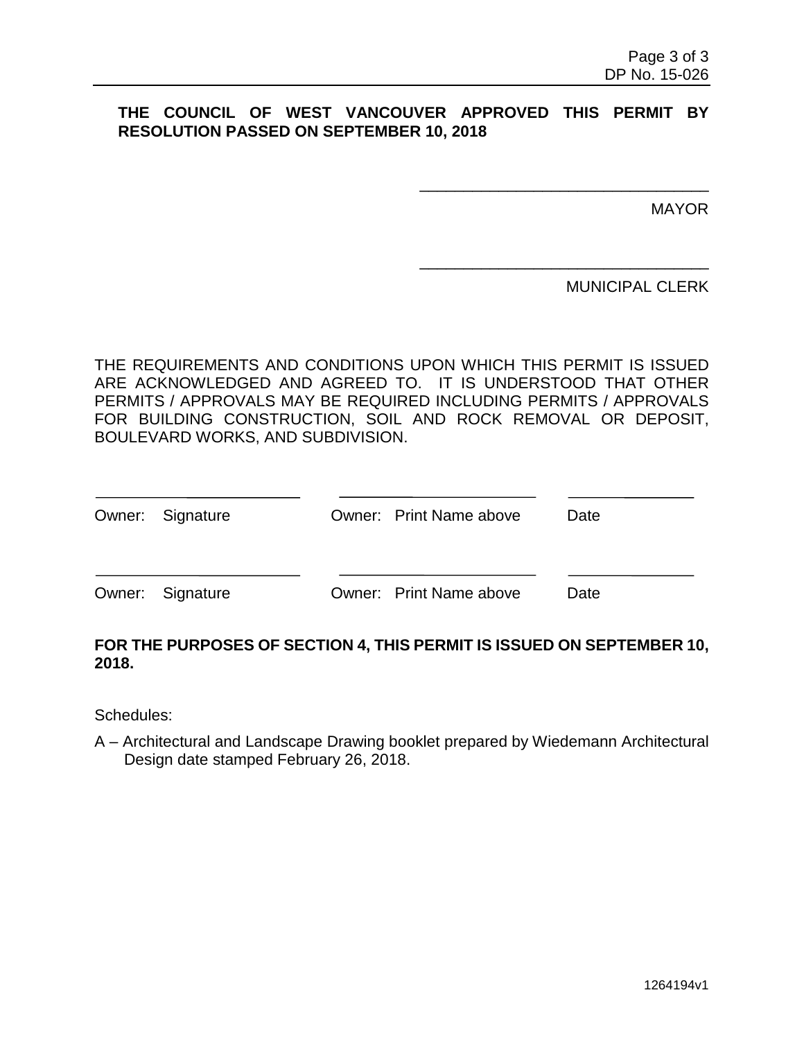**THE COUNCIL OF WEST VANCOUVER APPROVED THIS PERMIT BY RESOLUTION PASSED ON SEPTEMBER 10, 2018**

\_\_\_\_\_\_\_\_\_\_\_\_\_\_\_\_\_\_\_\_\_\_\_\_\_\_\_\_\_\_\_\_

MAYOR

\_\_\_\_\_\_\_\_\_\_\_\_\_\_\_\_\_\_\_\_\_\_\_\_\_\_\_\_\_\_\_\_

MUNICIPAL CLERK

THE REQUIREMENTS AND CONDITIONS UPON WHICH THIS PERMIT IS ISSUED ARE ACKNOWLEDGED AND AGREED TO. IT IS UNDERSTOOD THAT OTHER PERMITS / APPROVALS MAY BE REQUIRED INCLUDING PERMITS / APPROVALS FOR BUILDING CONSTRUCTION, SOIL AND ROCK REMOVAL OR DEPOSIT, BOULEVARD WORKS, AND SUBDIVISION.

| | | |
|---|---|---|
| \_\_\_\_\_\_\_\_\_\_\_\_\_\_\_\_\_\_\_\_ | \_\_\_\_\_\_\_\_\_\_\_\_\_\_\_\_\_\_\_\_ | \_\_\_\_\_\_\_\_\_\_\_\_ |
| Owner: Signature | Owner: Print Name above | Date |
| \_\_\_\_\_\_\_\_\_\_\_\_\_\_\_\_\_\_\_\_ | \_\_\_\_\_\_\_\_\_\_\_\_\_\_\_\_\_\_\_\_ | \_\_\_\_\_\_\_\_\_\_\_\_ |
| Owner: Signature | Owner: Print Name above | Date |

**FOR THE PURPOSES OF SECTION 4, THIS PERMIT IS ISSUED ON SEPTEMBER 10, 2018.**

Schedules:

A – Architectural and Landscape Drawing booklet prepared by Wiedemann Architectural Design date stamped February 26, 2018.

1264194v1